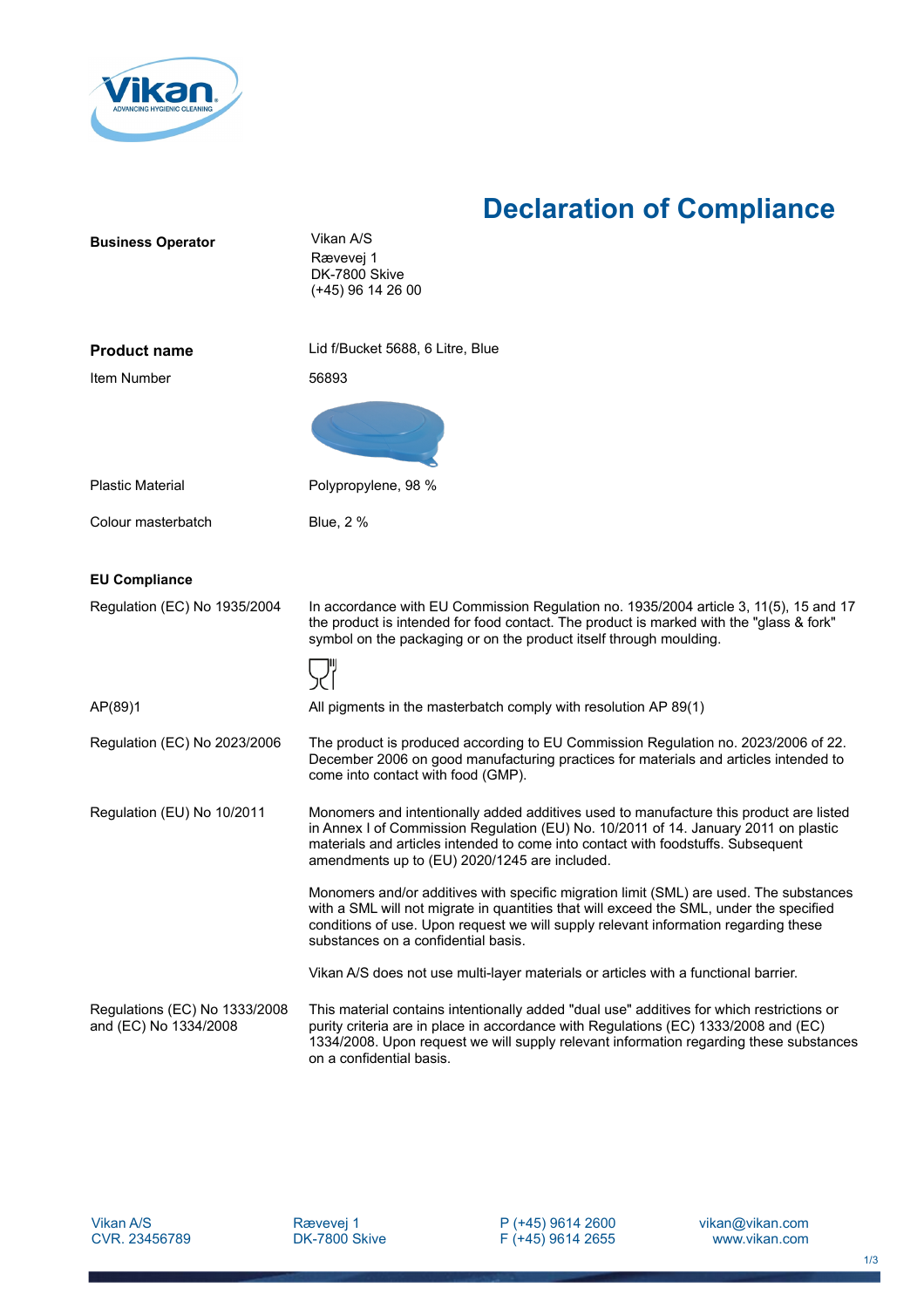# Declaration of Compliance

| | |
|---|---|
| **Business Operator** | Vikan A/S<br>Rævevej 1<br>DK-7800 Skive<br>(+45) 96 14 26 00 |
| **Product name** | Lid f/Bucket 5688, 6 Litre, Blue |
| Item Number | 56893 |
| Plastic Material | Polypropylene, 98 % |
| Colour masterbatch | Blue, 2 % |

**EU Compliance**

| | |
|---|---|
| Regulation (EC) No 1935/2004 | In accordance with EU Commission Regulation no. 1935/2004 article 3, 11(5), 15 and 17 the product is intended for food contact. The product is marked with the "glass & fork" symbol on the packaging or on the product itself through moulding. |
| AP(89)1 | All pigments in the masterbatch comply with resolution AP 89(1) |
| Regulation (EC) No 2023/2006 | The product is produced according to EU Commission Regulation no. 2023/2006 of 22. December 2006 on good manufacturing practices for materials and articles intended to come into contact with food (GMP). |
| Regulation (EU) No 10/2011 | Monomers and intentionally added additives used to manufacture this product are listed in Annex I of Commission Regulation (EU) No. 10/2011 of 14. January 2011 on plastic materials and articles intended to come into contact with foodstuffs. Subsequent amendments up to (EU) 2020/1245 are included.<br><br>Monomers and/or additives with specific migration limit (SML) are used. The substances with a SML will not migrate in quantities that will exceed the SML, under the specified conditions of use. Upon request we will supply relevant information regarding these substances on a confidential basis.<br><br>Vikan A/S does not use multi-layer materials or articles with a functional barrier. |
| Regulations (EC) No 1333/2008 and (EC) No 1334/2008 | This material contains intentionally added "dual use" additives for which restrictions or purity criteria are in place in accordance with Regulations (EC) 1333/2008 and (EC) 1334/2008. Upon request we will supply relevant information regarding these substances on a confidential basis. |

Vikan A/S
CVR. 23456789

Rævevej 1
DK-7800 Skive

P (+45) 9614 2600
F (+45) 9614 2655

vikan@vikan.com
www.vikan.com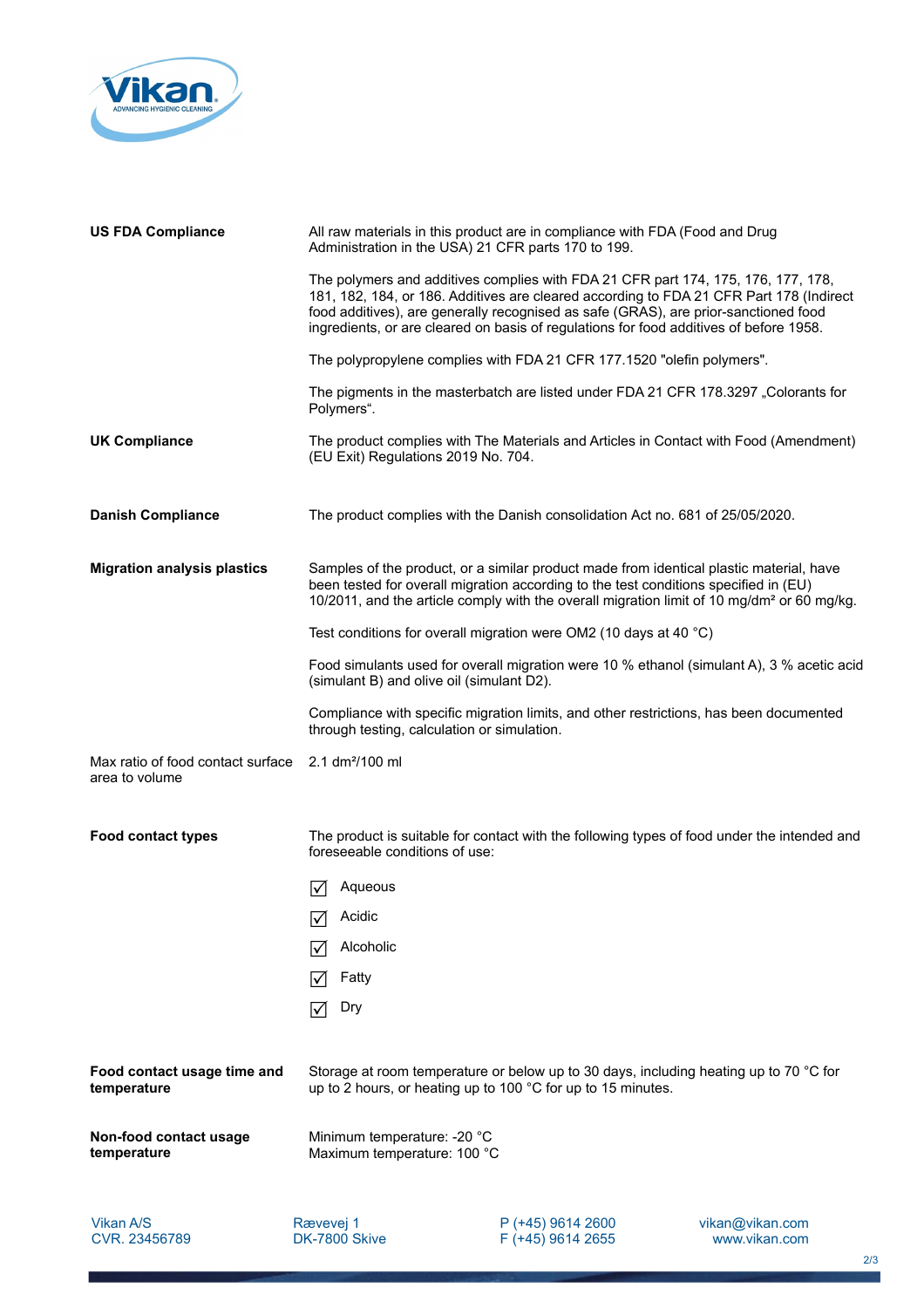| | |
|---|---|
| **US FDA Compliance** | All raw materials in this product are in compliance with FDA (Food and Drug Administration in the USA) 21 CFR parts 170 to 199.<br><br>The polymers and additives complies with FDA 21 CFR part 174, 175, 176, 177, 178, 181, 182, 184, or 186. Additives are cleared according to FDA 21 CFR Part 178 (Indirect food additives), are generally recognised as safe (GRAS), are prior-sanctioned food ingredients, or are cleared on basis of regulations for food additives of before 1958.<br><br>The polypropylene complies with FDA 21 CFR 177.1520 "olefin polymers".<br><br>The pigments in the masterbatch are listed under FDA 21 CFR 178.3297 „Colorants for Polymers". |
| **UK Compliance** | The product complies with The Materials and Articles in Contact with Food (Amendment) (EU Exit) Regulations 2019 No. 704. |
| **Danish Compliance** | The product complies with the Danish consolidation Act no. 681 of 25/05/2020. |
| **Migration analysis plastics** | Samples of the product, or a similar product made from identical plastic material, have been tested for overall migration according to the test conditions specified in (EU) 10/2011, and the article comply with the overall migration limit of 10 mg/dm² or 60 mg/kg.<br><br>Test conditions for overall migration were OM2 (10 days at 40 °C)<br><br>Food simulants used for overall migration were 10 % ethanol (simulant A), 3 % acetic acid (simulant B) and olive oil (simulant D2).<br><br>Compliance with specific migration limits, and other restrictions, has been documented through testing, calculation or simulation. |
| Max ratio of food contact surface area to volume | 2.1 dm²/100 ml |
| **Food contact types** | The product is suitable for contact with the following types of food under the intended and foreseeable conditions of use:<br><br>☑ Aqueous<br>☑ Acidic<br>☑ Alcoholic<br>☑ Fatty<br>☑ Dry |
| **Food contact usage time and temperature** | Storage at room temperature or below up to 30 days, including heating up to 70 °C for up to 2 hours, or heating up to 100 °C for up to 15 minutes. |
| **Non-food contact usage temperature** | Minimum temperature: -20 °C<br>Maximum temperature: 100 °C |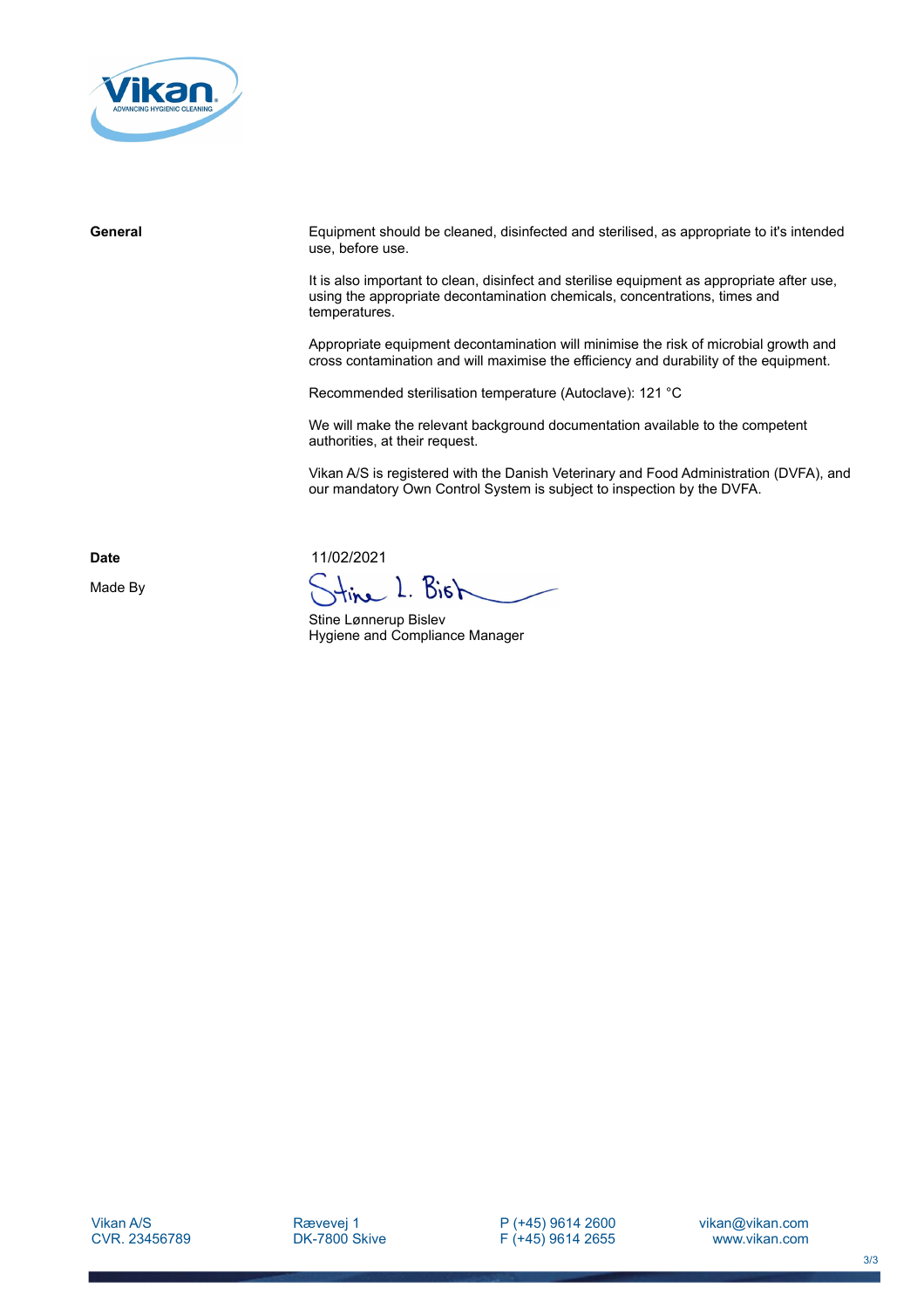**General**

Equipment should be cleaned, disinfected and sterilised, as appropriate to it's intended use, before use.

It is also important to clean, disinfect and sterilise equipment as appropriate after use, using the appropriate decontamination chemicals, concentrations, times and temperatures.

Appropriate equipment decontamination will minimise the risk of microbial growth and cross contamination and will maximise the efficiency and durability of the equipment.

Recommended sterilisation temperature (Autoclave): 121 °C

We will make the relevant background documentation available to the competent authorities, at their request.

Vikan A/S is registered with the Danish Veterinary and Food Administration (DVFA), and our mandatory Own Control System is subject to inspection by the DVFA.

**Date** 11/02/2021

Made By

Stine Lønnerup Bislev
Hygiene and Compliance Manager

Vikan A/S
CVR. 23456789

Rævevej 1
DK-7800 Skive

P (+45) 9614 2600
F (+45) 9614 2655

vikan@vikan.com
www.vikan.com